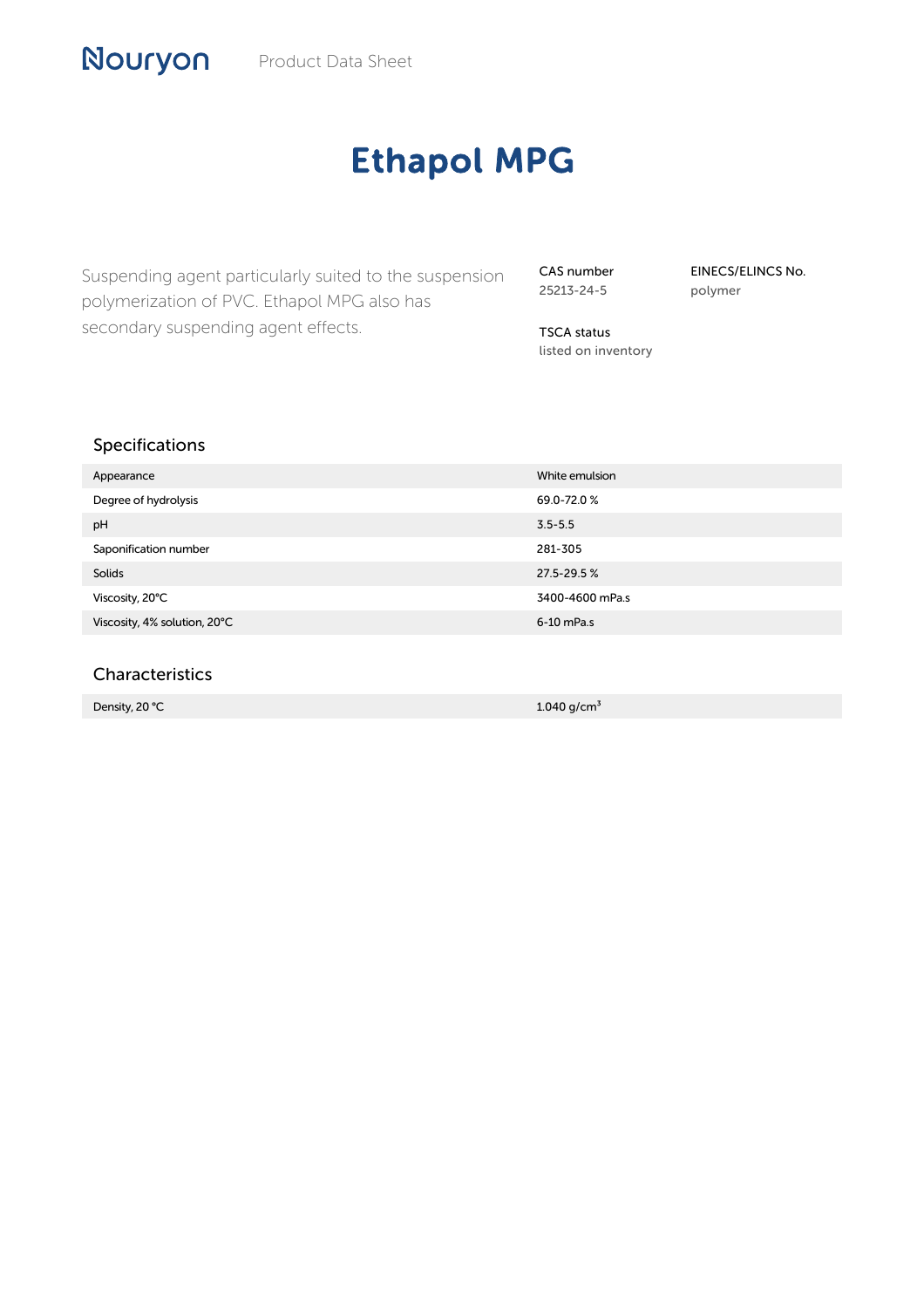Nouryon Product Data Sheet

# Ethapol MPG

Suspending agent particularly suited to the suspension polymerization of PVC. Ethapol MPG also has secondary suspending agent effects.

**CAS number**
25213-24-5

**EINECS/ELINCS No.**
polymer

**TSCA status**
listed on inventory

## Specifications

| | |
|---|---|
| Appearance | White emulsion |
| Degree of hydrolysis | 69.0-72.0 % |
| pH | 3.5-5.5 |
| Saponification number | 281-305 |
| Solids | 27.5-29.5 % |
| Viscosity, 20°C | 3400-4600 mPa.s |
| Viscosity, 4% solution, 20°C | 6-10 mPa.s |

## Characteristics

| | |
|---|---|
| Density, 20 °C | 1.040 g/cm$^3$ |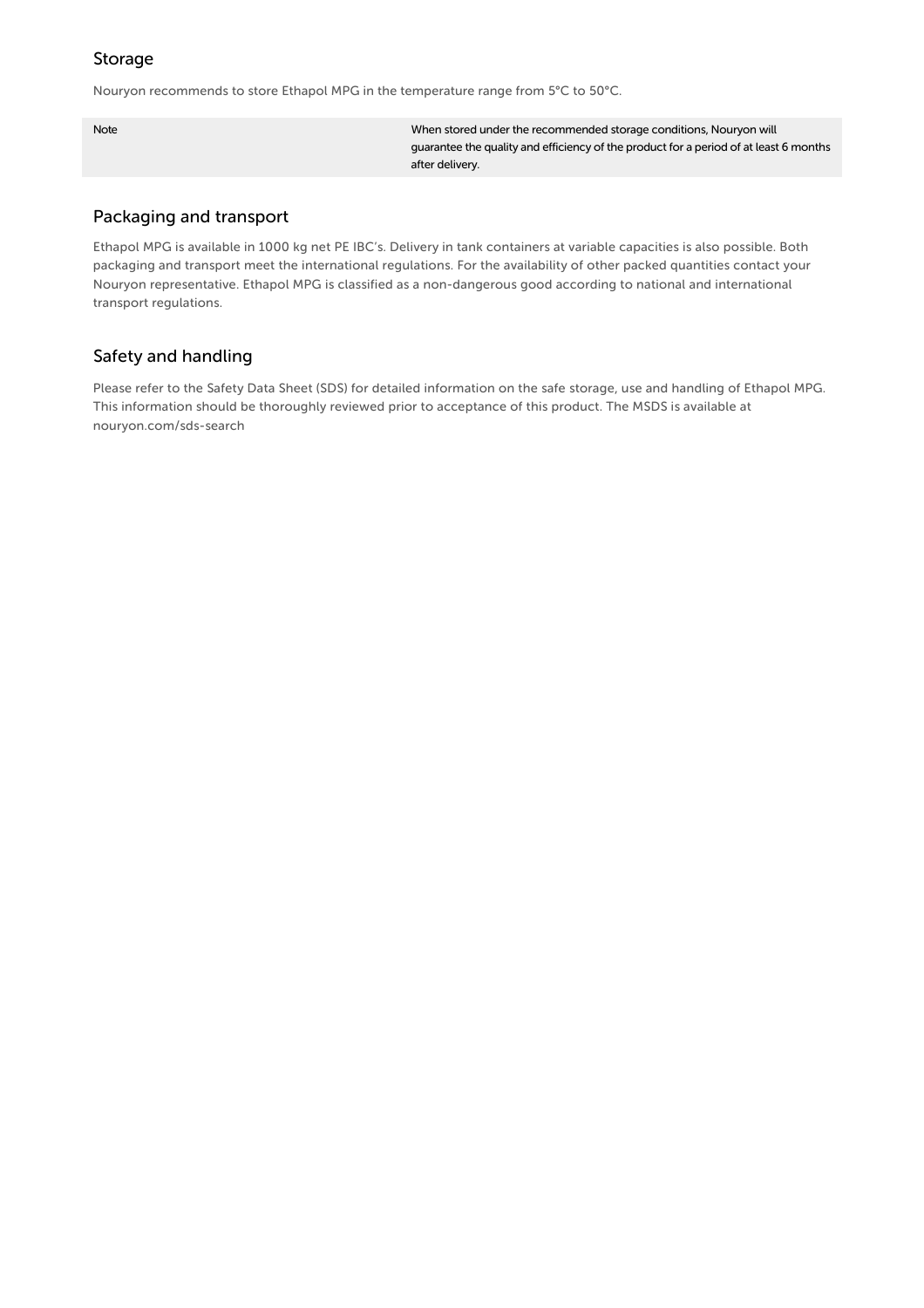## Storage

Nouryon recommends to store Ethapol MPG in the temperature range from 5°C to 50°C.

| Note | When stored under the recommended storage conditions, Nouryon will guarantee the quality and efficiency of the product for a period of at least 6 months after delivery. |
| --- | --- |

## Packaging and transport

Ethapol MPG is available in 1000 kg net PE IBC's. Delivery in tank containers at variable capacities is also possible. Both packaging and transport meet the international regulations. For the availability of other packed quantities contact your Nouryon representative. Ethapol MPG is classified as a non-dangerous good according to national and international transport regulations.

## Safety and handling

Please refer to the Safety Data Sheet (SDS) for detailed information on the safe storage, use and handling of Ethapol MPG. This information should be thoroughly reviewed prior to acceptance of this product. The MSDS is available at nouryon.com/sds-search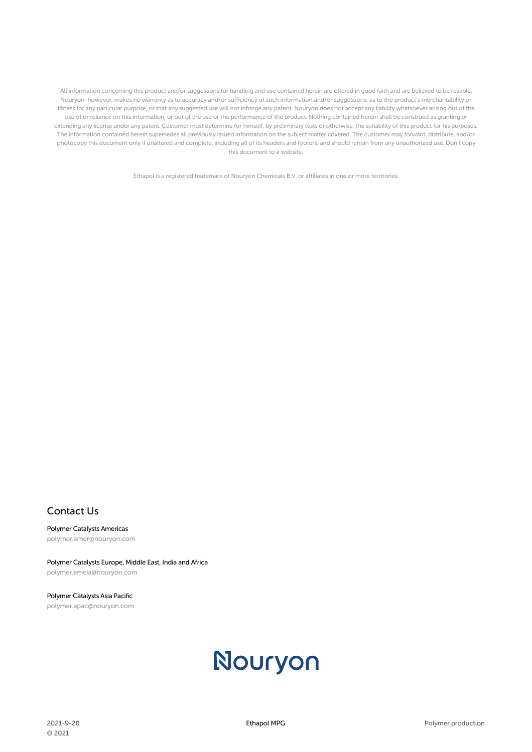All information concerning this product and/or suggestions for handling and use contained herein are offered in good faith and are believed to be reliable. Nouryon, however, makes no warranty as to accuracy and/or sufficiency of such information and/or suggestions, as to the product's merchantability or fitness for any particular purpose, or that any suggested use will not infringe any patent. Nouryon does not accept any liability whatsoever arising out of the use of or reliance on this information, or out of the use or the performance of the product. Nothing contained herein shall be construed as granting or extending any license under any patent. Customer must determine for himself, by preliminary tests or otherwise, the suitability of this product for his purposes. The information contained herein supersedes all previously issued information on the subject matter covered. The customer may forward, distribute, and/or photocopy this document only if unaltered and complete, including all of its headers and footers, and should refrain from any unauthorized use. Don't copy this document to a website.

Ethapol is a registered trademark of Nouryon Chemicals B.V. or affiliates in one or more territories.

## Contact Us

Polymer Catalysts Americas
polymer.amer@nouryon.com

Polymer Catalysts Europe, Middle East, India and Africa
polymer.emeia@nouryon.com

Polymer Catalysts Asia Pacific
polymer.apac@nouryon.com

Nouryon

2021-9-20
© 2021